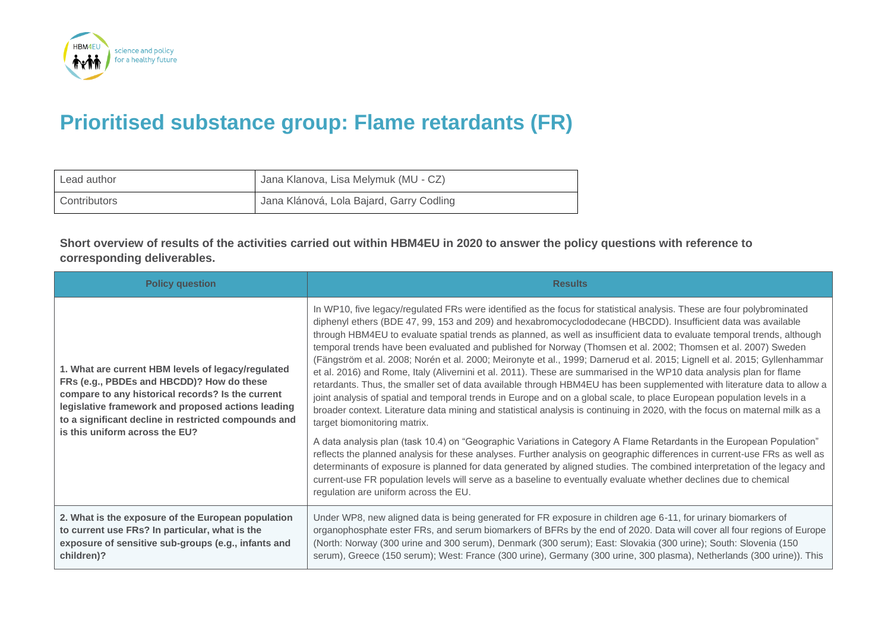# Prioritised substance group: Flame retardants (FR)

| Lead author | Jana Klanova, Lisa Melymuk (MU - CZ) |
|---|---|
| Contributors | Jana Klánová, Lola Bajard, Garry Codling |

**Short overview of results of the activities carried out within HBM4EU in 2020 to answer the policy questions with reference to corresponding deliverables.**

| Policy question | Results |
|---|---|
| **1. What are current HBM levels of legacy/regulated FRs (e.g., PBDEs and HBCDD)? How do these compare to any historical records? Is the current legislative framework and proposed actions leading to a significant decline in restricted compounds and is this uniform across the EU?** | In WP10, five legacy/regulated FRs were identified as the focus for statistical analysis. These are four polybrominated diphenyl ethers (BDE 47, 99, 153 and 209) and hexabromocyclododecane (HBCDD). Insufficient data was available through HBM4EU to evaluate spatial trends as planned, as well as insufficient data to evaluate temporal trends, although temporal trends have been evaluated and published for Norway (Thomsen et al. 2002; Thomsen et al. 2007) Sweden (Fängström et al. 2008; Norén et al. 2000; Meironyte et al., 1999; Darnerud et al. 2015; Lignell et al. 2015; Gyllenhammar et al. 2016) and Rome, Italy (Alivernini et al. 2011). These are summarised in the WP10 data analysis plan for flame retardants. Thus, the smaller set of data available through HBM4EU has been supplemented with literature data to allow a joint analysis of spatial and temporal trends in Europe and on a global scale, to place European population levels in a broader context. Literature data mining and statistical analysis is continuing in 2020, with the focus on maternal milk as a target biomonitoring matrix.<br><br>A data analysis plan (task 10.4) on "Geographic Variations in Category A Flame Retardants in the European Population" reflects the planned analysis for these analyses. Further analysis on geographic differences in current-use FRs as well as determinants of exposure is planned for data generated by aligned studies. The combined interpretation of the legacy and current-use FR population levels will serve as a baseline to eventually evaluate whether declines due to chemical regulation are uniform across the EU. |
| **2. What is the exposure of the European population to current use FRs? In particular, what is the exposure of sensitive sub-groups (e.g., infants and children)?** | Under WP8, new aligned data is being generated for FR exposure in children age 6-11, for urinary biomarkers of organophosphate ester FRs, and serum biomarkers of BFRs by the end of 2020. Data will cover all four regions of Europe (North: Norway (300 urine and 300 serum), Denmark (300 serum); East: Slovakia (300 urine); South: Slovenia (150 serum), Greece (150 serum); West: France (300 urine), Germany (300 urine, 300 plasma), Netherlands (300 urine)). This |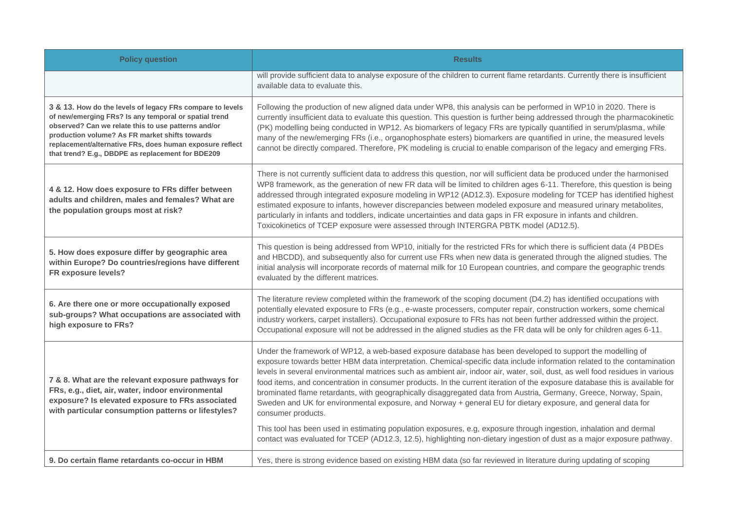| Policy question | Results |
| --- | --- |
| | will provide sufficient data to analyse exposure of the children to current flame retardants. Currently there is insufficient available data to evaluate this. |
| **3 & 13. How do the levels of legacy FRs compare to levels of new/emerging FRs? Is any temporal or spatial trend observed? Can we relate this to use patterns and/or production volume? As FR market shifts towards replacement/alternative FRs, does human exposure reflect that trend? E.g., DBDPE as replacement for BDE209** | Following the production of new aligned data under WP8, this analysis can be performed in WP10 in 2020. There is currently insufficient data to evaluate this question. This question is further being addressed through the pharmacokinetic (PK) modelling being conducted in WP12. As biomarkers of legacy FRs are typically quantified in serum/plasma, while many of the new/emerging FRs (i.e., organophosphate esters) biomarkers are quantified in urine, the measured levels cannot be directly compared. Therefore, PK modeling is crucial to enable comparison of the legacy and emerging FRs. |
| **4 & 12. How does exposure to FRs differ between adults and children, males and females? What are the population groups most at risk?** | There is not currently sufficient data to address this question, nor will sufficient data be produced under the harmonised WP8 framework, as the generation of new FR data will be limited to children ages 6-11. Therefore, this question is being addressed through integrated exposure modeling in WP12 (AD12.3). Exposure modeling for TCEP has identified highest estimated exposure to infants, however discrepancies between modeled exposure and measured urinary metabolites, particularly in infants and toddlers, indicate uncertainties and data gaps in FR exposure in infants and children. Toxicokinetics of TCEP exposure were assessed through INTERGRA PBTK model (AD12.5). |
| **5. How does exposure differ by geographic area within Europe? Do countries/regions have different FR exposure levels?** | This question is being addressed from WP10, initially for the restricted FRs for which there is sufficient data (4 PBDEs and HBCDD), and subsequently also for current use FRs when new data is generated through the aligned studies. The initial analysis will incorporate records of maternal milk for 10 European countries, and compare the geographic trends evaluated by the different matrices. |
| **6. Are there one or more occupationally exposed sub-groups? What occupations are associated with high exposure to FRs?** | The literature review completed within the framework of the scoping document (D4.2) has identified occupations with potentially elevated exposure to FRs (e.g., e-waste processers, computer repair, construction workers, some chemical industry workers, carpet installers). Occupational exposure to FRs has not been further addressed within the project. Occupational exposure will not be addressed in the aligned studies as the FR data will be only for children ages 6-11. |
| **7 & 8. What are the relevant exposure pathways for FRs, e.g., diet, air, water, indoor environmental exposure? Is elevated exposure to FRs associated with particular consumption patterns or lifestyles?** | Under the framework of WP12, a web-based exposure database has been developed to support the modelling of exposure towards better HBM data interpretation. Chemical-specific data include information related to the contamination levels in several environmental matrices such as ambient air, indoor air, water, soil, dust, as well food residues in various food items, and concentration in consumer products. In the current iteration of the exposure database this is available for brominated flame retardants, with geographically disaggregated data from Austria, Germany, Greece, Norway, Spain, Sweden and UK for environmental exposure, and Norway + general EU for dietary exposure, and general data for consumer products.<br><br>This tool has been used in estimating population exposures, e.g, exposure through ingestion, inhalation and dermal contact was evaluated for TCEP (AD12.3, 12.5), highlighting non-dietary ingestion of dust as a major exposure pathway. |
| **9. Do certain flame retardants co-occur in HBM** | Yes, there is strong evidence based on existing HBM data (so far reviewed in literature during updating of scoping |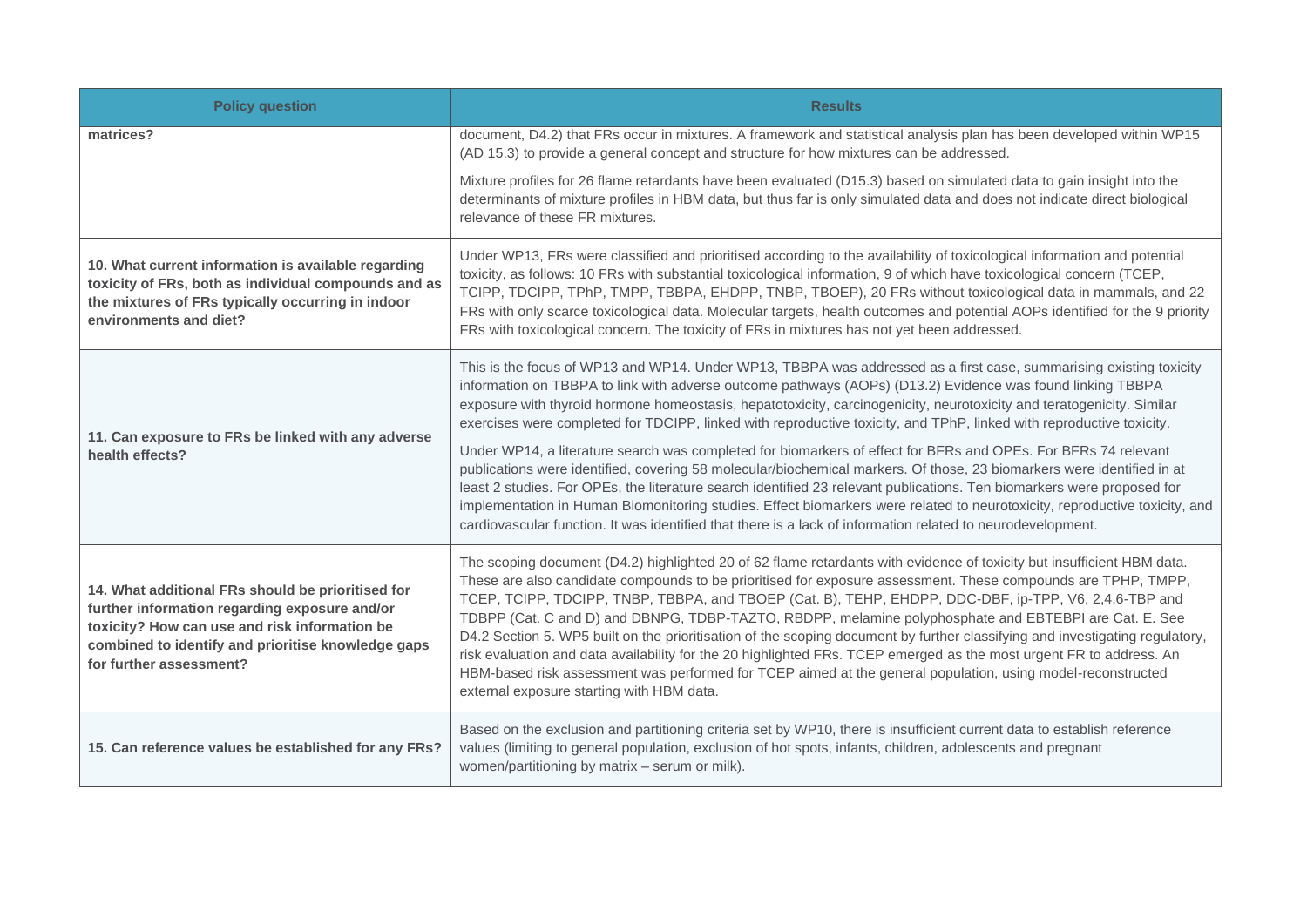| Policy question | Results |
| --- | --- |
| matrices? | document, D4.2) that FRs occur in mixtures. A framework and statistical analysis plan has been developed within WP15 (AD 15.3) to provide a general concept and structure for how mixtures can be addressed.<br><br>Mixture profiles for 26 flame retardants have been evaluated (D15.3) based on simulated data to gain insight into the determinants of mixture profiles in HBM data, but thus far is only simulated data and does not indicate direct biological relevance of these FR mixtures. |
| **10. What current information is available regarding toxicity of FRs, both as individual compounds and as the mixtures of FRs typically occurring in indoor environments and diet?** | Under WP13, FRs were classified and prioritised according to the availability of toxicological information and potential toxicity, as follows: 10 FRs with substantial toxicological information, 9 of which have toxicological concern (TCEP, TCIPP, TDCIPP, TPhP, TMPP, TBBPA, EHDPP, TNBP, TBOEP), 20 FRs without toxicological data in mammals, and 22 FRs with only scarce toxicological data. Molecular targets, health outcomes and potential AOPs identified for the 9 priority FRs with toxicological concern. The toxicity of FRs in mixtures has not yet been addressed. |
| **11. Can exposure to FRs be linked with any adverse health effects?** | This is the focus of WP13 and WP14. Under WP13, TBBPA was addressed as a first case, summarising existing toxicity information on TBBPA to link with adverse outcome pathways (AOPs) (D13.2) Evidence was found linking TBBPA exposure with thyroid hormone homeostasis, hepatotoxicity, carcinogenicity, neurotoxicity and teratogenicity. Similar exercises were completed for TDCIPP, linked with reproductive toxicity, and TPhP, linked with reproductive toxicity.<br><br>Under WP14, a literature search was completed for biomarkers of effect for BFRs and OPEs. For BFRs 74 relevant publications were identified, covering 58 molecular/biochemical markers. Of those, 23 biomarkers were identified in at least 2 studies. For OPEs, the literature search identified 23 relevant publications. Ten biomarkers were proposed for implementation in Human Biomonitoring studies. Effect biomarkers were related to neurotoxicity, reproductive toxicity, and cardiovascular function. It was identified that there is a lack of information related to neurodevelopment. |
| **14. What additional FRs should be prioritised for further information regarding exposure and/or toxicity? How can use and risk information be combined to identify and prioritise knowledge gaps for further assessment?** | The scoping document (D4.2) highlighted 20 of 62 flame retardants with evidence of toxicity but insufficient HBM data. These are also candidate compounds to be prioritised for exposure assessment. These compounds are TPHP, TMPP, TCEP, TCIPP, TDCIPP, TNBP, TBBPA, and TBOEP (Cat. B), TEHP, EHDPP, DDC-DBF, ip-TPP, V6, 2,4,6-TBP and TDBPP (Cat. C and D) and DBNPG, TDBP-TAZTO, RBDPP, melamine polyphosphate and EBTEBPI are Cat. E. See D4.2 Section 5. WP5 built on the prioritisation of the scoping document by further classifying and investigating regulatory, risk evaluation and data availability for the 20 highlighted FRs. TCEP emerged as the most urgent FR to address. An HBM-based risk assessment was performed for TCEP aimed at the general population, using model-reconstructed external exposure starting with HBM data. |
| **15. Can reference values be established for any FRs?** | Based on the exclusion and partitioning criteria set by WP10, there is insufficient current data to establish reference values (limiting to general population, exclusion of hot spots, infants, children, adolescents and pregnant women/partitioning by matrix – serum or milk). |